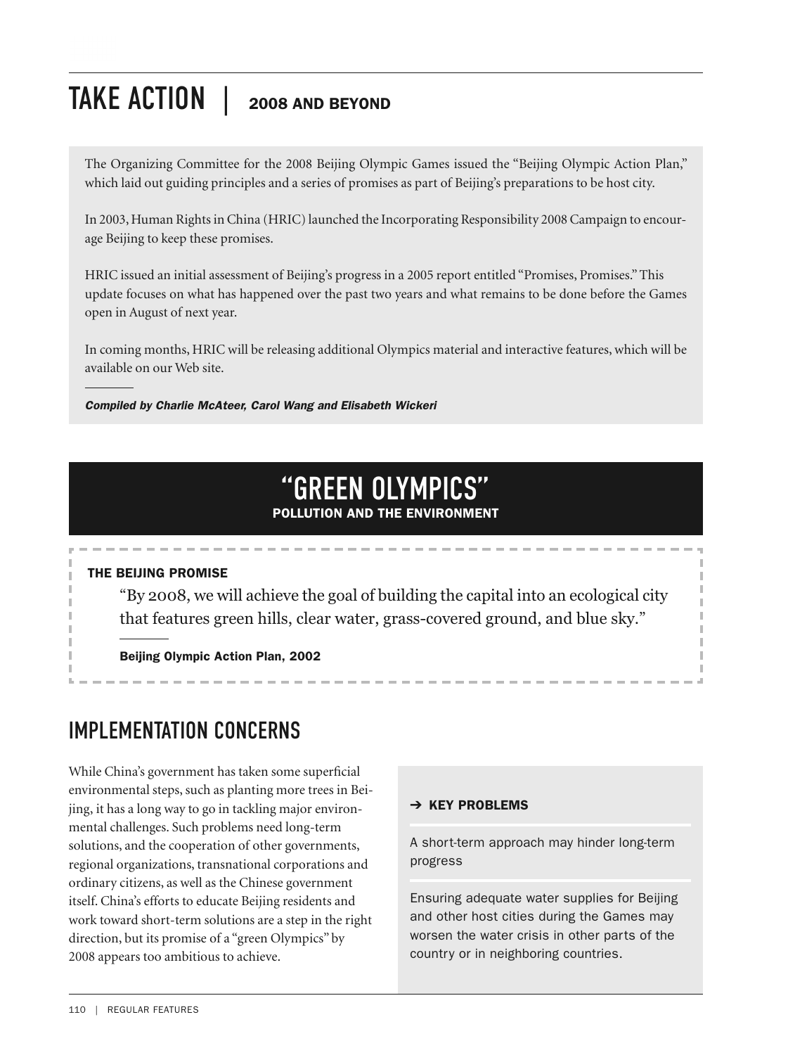# TAKE ACTION | 2008 AND BEYOND

The Organizing Committee for the 2008 Beijing Olympic Games issued the "Beijing Olympic Action Plan," which laid out guiding principles and a series of promises as part of Beijing's preparations to be host city.

In 2003, Human Rights in China (HRIC) launched the Incorporating Responsibility 2008 Campaign to encourage Beijing to keep these promises.

HRIC issued an initial assessment of Beijing's progress in a 2005 report entitled "Promises, Promises." This update focuses on what has happened over the past two years and what remains to be done before the Games open in August of next year.

In coming months, HRIC will be releasing additional Olympics material and interactive features, which will be available on our Web site.

***Compiled by Charlie McAteer, Carol Wang and Elisabeth Wickeri***

## "GREEN OLYMPICS"

### POLLUTION AND THE ENVIRONMENT

**THE BEIJING PROMISE**

> "By 2008, we will achieve the goal of building the capital into an ecological city that features green hills, clear water, grass-covered ground, and blue sky."
>
> **Beijing Olympic Action Plan, 2002**

## IMPLEMENTATION CONCERNS

While China's government has taken some superficial environmental steps, such as planting more trees in Beijing, it has a long way to go in tackling major environmental challenges. Such problems need long-term solutions, and the cooperation of other governments, regional organizations, transnational corporations and ordinary citizens, as well as the Chinese government itself. China's efforts to educate Beijing residents and work toward short-term solutions are a step in the right direction, but its promise of a "green Olympics" by 2008 appears too ambitious to achieve.

**→ KEY PROBLEMS**

A short-term approach may hinder long-term progress

Ensuring adequate water supplies for Beijing and other host cities during the Games may worsen the water crisis in other parts of the country or in neighboring countries.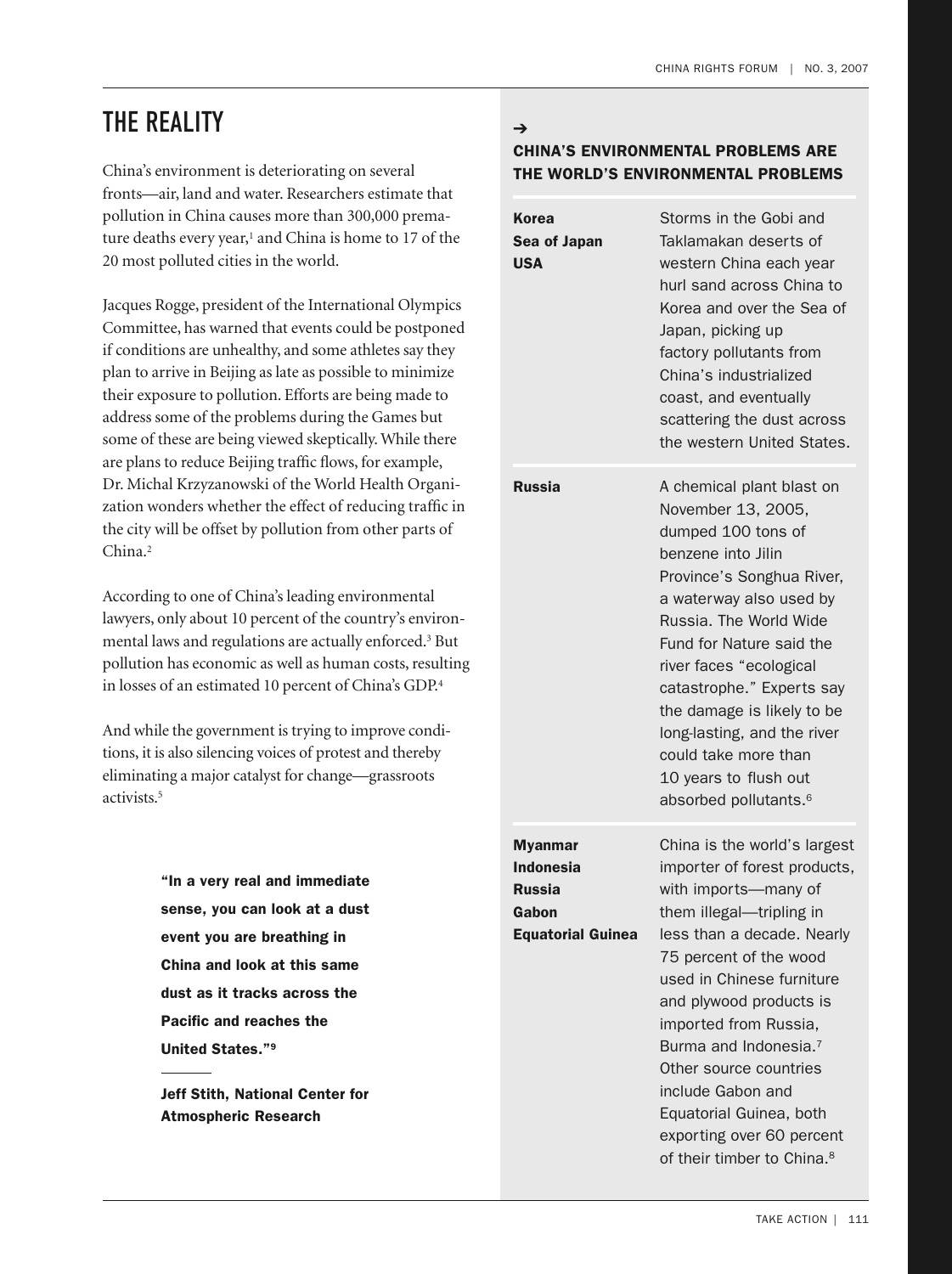# THE REALITY

China's environment is deteriorating on several fronts—air, land and water. Researchers estimate that pollution in China causes more than 300,000 premature deaths every year,[1] and China is home to 17 of the 20 most polluted cities in the world.

Jacques Rogge, president of the International Olympics Committee, has warned that events could be postponed if conditions are unhealthy, and some athletes say they plan to arrive in Beijing as late as possible to minimize their exposure to pollution. Efforts are being made to address some of the problems during the Games but some of these are being viewed skeptically. While there are plans to reduce Beijing traffic flows, for example, Dr. Michal Krzyzanowski of the World Health Organization wonders whether the effect of reducing traffic in the city will be offset by pollution from other parts of China.[2]

According to one of China's leading environmental lawyers, only about 10 percent of the country's environmental laws and regulations are actually enforced.[3] But pollution has economic as well as human costs, resulting in losses of an estimated 10 percent of China's GDP.[4]

And while the government is trying to improve conditions, it is also silencing voices of protest and thereby eliminating a major catalyst for change—grassroots activists.[5]

> **"In a very real and immediate sense, you can look at a dust event you are breathing in China and look at this same dust as it tracks across the Pacific and reaches the United States."[9]**
>
> **Jeff Stith, National Center for Atmospheric Research**

## ➔ CHINA'S ENVIRONMENTAL PROBLEMS ARE THE WORLD'S ENVIRONMENTAL PROBLEMS

| | |
|---|---|
| **Korea**<br>**Sea of Japan**<br>**USA** | Storms in the Gobi and Taklamakan deserts of western China each year hurl sand across China to Korea and over the Sea of Japan, picking up factory pollutants from China's industrialized coast, and eventually scattering the dust across the western United States. |
| **Russia** | A chemical plant blast on November 13, 2005, dumped 100 tons of benzene into Jilin Province's Songhua River, a waterway also used by Russia. The World Wide Fund for Nature said the river faces "ecological catastrophe." Experts say the damage is likely to be long-lasting, and the river could take more than 10 years to flush out absorbed pollutants.[6] |
| **Myanmar**<br>**Indonesia**<br>**Russia**<br>**Gabon**<br>**Equatorial Guinea** | China is the world's largest importer of forest products, with imports—many of them illegal—tripling in less than a decade. Nearly 75 percent of the wood used in Chinese furniture and plywood products is imported from Russia, Burma and Indonesia.[7] Other source countries include Gabon and Equatorial Guinea, both exporting over 60 percent of their timber to China.[8] |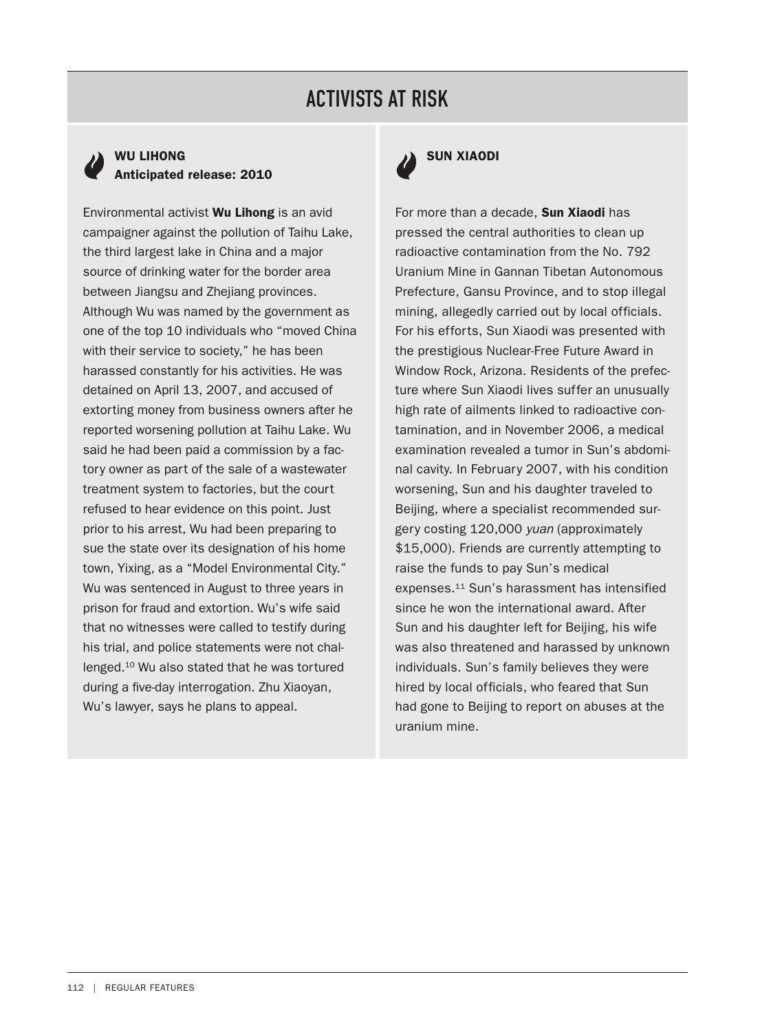# ACTIVISTS AT RISK

### WU LIHONG
### Anticipated release: 2010

Environmental activist **Wu Lihong** is an avid campaigner against the pollution of Taihu Lake, the third largest lake in China and a major source of drinking water for the border area between Jiangsu and Zhejiang provinces. Although Wu was named by the government as one of the top 10 individuals who "moved China with their service to society," he has been harassed constantly for his activities. He was detained on April 13, 2007, and accused of extorting money from business owners after he reported worsening pollution at Taihu Lake. Wu said he had been paid a commission by a factory owner as part of the sale of a wastewater treatment system to factories, but the court refused to hear evidence on this point. Just prior to his arrest, Wu had been preparing to sue the state over its designation of his home town, Yixing, as a "Model Environmental City." Wu was sentenced in August to three years in prison for fraud and extortion. Wu's wife said that no witnesses were called to testify during his trial, and police statements were not challenged.[10] Wu also stated that he was tortured during a five-day interrogation. Zhu Xiaoyan, Wu's lawyer, says he plans to appeal.

### SUN XIAODI

For more than a decade, **Sun Xiaodi** has pressed the central authorities to clean up radioactive contamination from the No. 792 Uranium Mine in Gannan Tibetan Autonomous Prefecture, Gansu Province, and to stop illegal mining, allegedly carried out by local officials. For his efforts, Sun Xiaodi was presented with the prestigious Nuclear-Free Future Award in Window Rock, Arizona. Residents of the prefecture where Sun Xiaodi lives suffer an unusually high rate of ailments linked to radioactive contamination, and in November 2006, a medical examination revealed a tumor in Sun's abdominal cavity. In February 2007, with his condition worsening, Sun and his daughter traveled to Beijing, where a specialist recommended surgery costing 120,000 *yuan* (approximately $15,000). Friends are currently attempting to raise the funds to pay Sun's medical expenses.[11] Sun's harassment has intensified since he won the international award. After Sun and his daughter left for Beijing, his wife was also threatened and harassed by unknown individuals. Sun's family believes they were hired by local officials, who feared that Sun had gone to Beijing to report on abuses at the uranium mine.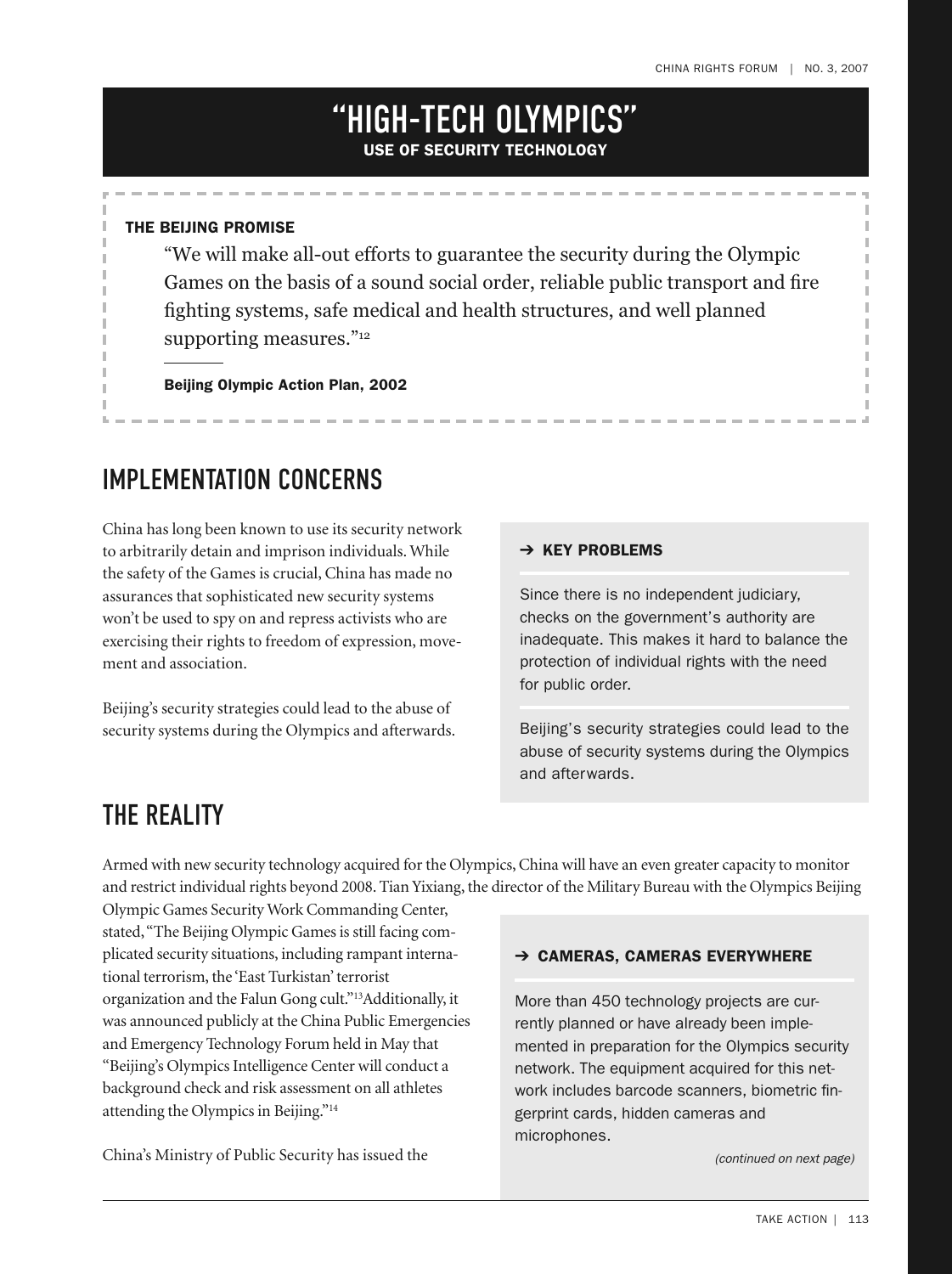# "HIGH-TECH OLYMPICS"

**USE OF SECURITY TECHNOLOGY**

**THE BEIJING PROMISE**

> "We will make all-out efforts to guarantee the security during the Olympic Games on the basis of a sound social order, reliable public transport and fire fighting systems, safe medical and health structures, and well planned supporting measures."[12]
>
> **Beijing Olympic Action Plan, 2002**

## IMPLEMENTATION CONCERNS

China has long been known to use its security network to arbitrarily detain and imprison individuals. While the safety of the Games is crucial, China has made no assurances that sophisticated new security systems won't be used to spy on and repress activists who are exercising their rights to freedom of expression, movement and association.

Beijing's security strategies could lead to the abuse of security systems during the Olympics and afterwards.

**➔ KEY PROBLEMS**

Since there is no independent judiciary, checks on the government's authority are inadequate. This makes it hard to balance the protection of individual rights with the need for public order.

Beijing's security strategies could lead to the abuse of security systems during the Olympics and afterwards.

## THE REALITY

Armed with new security technology acquired for the Olympics, China will have an even greater capacity to monitor and restrict individual rights beyond 2008. Tian Yixiang, the director of the Military Bureau with the Olympics Beijing Olympic Games Security Work Commanding Center, stated, "The Beijing Olympic Games is still facing complicated security situations, including rampant international terrorism, the 'East Turkistan' terrorist organization and the Falun Gong cult."[13] Additionally, it was announced publicly at the China Public Emergencies and Emergency Technology Forum held in May that "Beijing's Olympics Intelligence Center will conduct a background check and risk assessment on all athletes attending the Olympics in Beijing."[14]

China's Ministry of Public Security has issued the

**➔ CAMERAS, CAMERAS EVERYWHERE**

More than 450 technology projects are currently planned or have already been implemented in preparation for the Olympics security network. The equipment acquired for this network includes barcode scanners, biometric fingerprint cards, hidden cameras and microphones.

*(continued on next page)*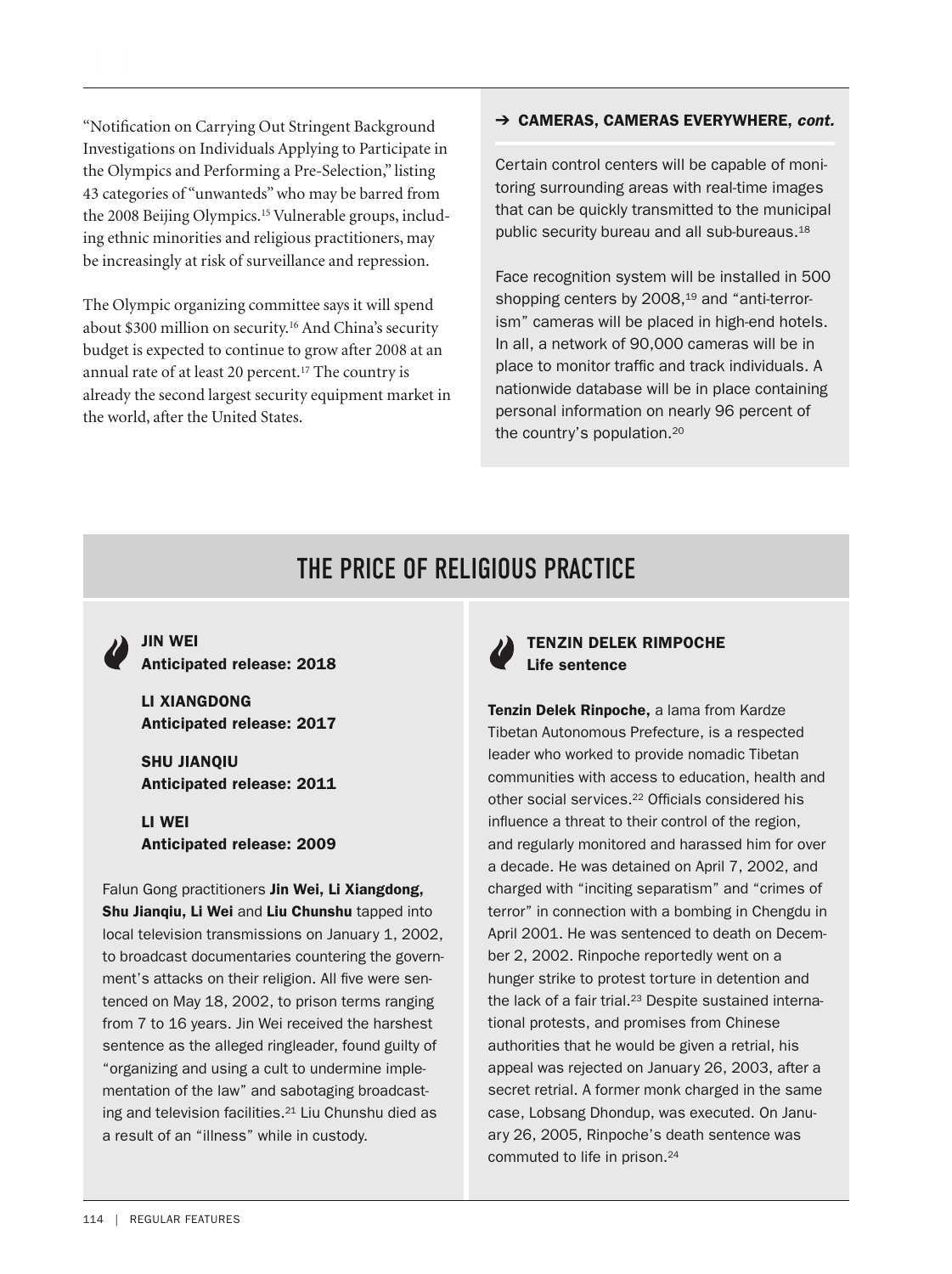"Notification on Carrying Out Stringent Background Investigations on Individuals Applying to Participate in the Olympics and Performing a Pre-Selection," listing 43 categories of "unwanteds" who may be barred from the 2008 Beijing Olympics.[15] Vulnerable groups, including ethnic minorities and religious practitioners, may be increasingly at risk of surveillance and repression.

The Olympic organizing committee says it will spend about $300 million on security.[16] And China's security budget is expected to continue to grow after 2008 at an annual rate of at least 20 percent.[17] The country is already the second largest security equipment market in the world, after the United States.

**➔ CAMERAS, CAMERAS EVERYWHERE, *cont.***

Certain control centers will be capable of monitoring surrounding areas with real-time images that can be quickly transmitted to the municipal public security bureau and all sub-bureaus.[18]

Face recognition system will be installed in 500 shopping centers by 2008,[19] and "anti-terrorism" cameras will be placed in high-end hotels. In all, a network of 90,000 cameras will be in place to monitor traffic and track individuals. A nationwide database will be in place containing personal information on nearly 96 percent of the country's population.[20]

## THE PRICE OF RELIGIOUS PRACTICE

**JIN WEI**
**Anticipated release: 2018**

**LI XIANGDONG**
**Anticipated release: 2017**

**SHU JIANQIU**
**Anticipated release: 2011**

**LI WEI**
**Anticipated release: 2009**

Falun Gong practitioners **Jin Wei, Li Xiangdong, Shu Jianqiu, Li Wei** and **Liu Chunshu** tapped into local television transmissions on January 1, 2002, to broadcast documentaries countering the government's attacks on their religion. All five were sentenced on May 18, 2002, to prison terms ranging from 7 to 16 years. Jin Wei received the harshest sentence as the alleged ringleader, found guilty of "organizing and using a cult to undermine implementation of the law" and sabotaging broadcasting and television facilities.[21] Liu Chunshu died as a result of an "illness" while in custody.

**TENZIN DELEK RIMPOCHE**
**Life sentence**

**Tenzin Delek Rinpoche,** a lama from Kardze Tibetan Autonomous Prefecture, is a respected leader who worked to provide nomadic Tibetan communities with access to education, health and other social services.[22] Officials considered his influence a threat to their control of the region, and regularly monitored and harassed him for over a decade. He was detained on April 7, 2002, and charged with "inciting separatism" and "crimes of terror" in connection with a bombing in Chengdu in April 2001. He was sentenced to death on December 2, 2002. Rinpoche reportedly went on a hunger strike to protest torture in detention and the lack of a fair trial.[23] Despite sustained international protests, and promises from Chinese authorities that he would be given a retrial, his appeal was rejected on January 26, 2003, after a secret retrial. A former monk charged in the same case, Lobsang Dhondup, was executed. On January 26, 2005, Rinpoche's death sentence was commuted to life in prison.[24]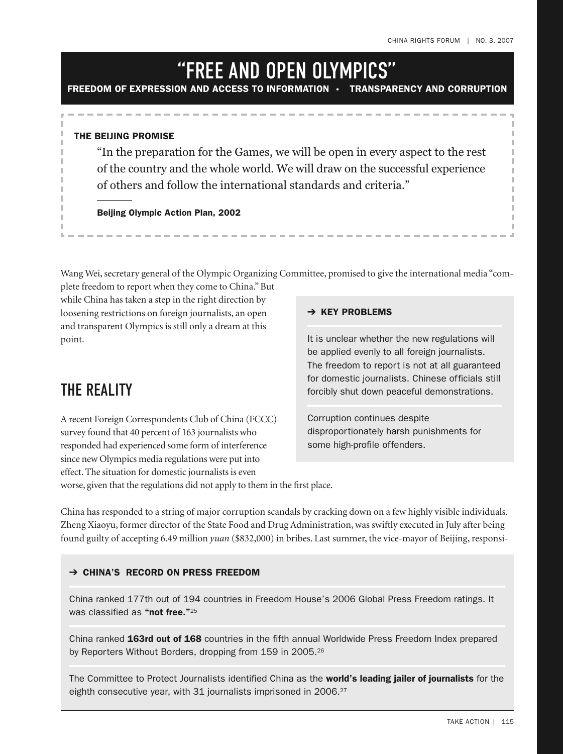# "FREE AND OPEN OLYMPICS"

**FREEDOM OF EXPRESSION AND ACCESS TO INFORMATION • TRANSPARENCY AND CORRUPTION**

### THE BEIJING PROMISE

> "In the preparation for the Games, we will be open in every aspect to the rest of the country and the whole world. We will draw on the successful experience of others and follow the international standards and criteria."
>
> **Beijing Olympic Action Plan, 2002**

Wang Wei, secretary general of the Olympic Organizing Committee, promised to give the international media "complete freedom to report when they come to China." But while China has taken a step in the right direction by loosening restrictions on foreign journalists, an open and transparent Olympics is still only a dream at this point.

### ➔ KEY PROBLEMS

It is unclear whether the new regulations will be applied evenly to all foreign journalists. The freedom to report is not at all guaranteed for domestic journalists. Chinese officials still forcibly shut down peaceful demonstrations.

Corruption continues despite disproportionately harsh punishments for some high-profile offenders.

## THE REALITY

A recent Foreign Correspondents Club of China (FCCC) survey found that 40 percent of 163 journalists who responded had experienced some form of interference since new Olympics media regulations were put into effect. The situation for domestic journalists is even worse, given that the regulations did not apply to them in the first place.

China has responded to a string of major corruption scandals by cracking down on a few highly visible individuals. Zheng Xiaoyu, former director of the State Food and Drug Administration, was swiftly executed in July after being found guilty of accepting 6.49 million *yuan* ($832,000) in bribes. Last summer, the vice-mayor of Beijing, responsi-

### ➔ CHINA'S RECORD ON PRESS FREEDOM

China ranked 177th out of 194 countries in Freedom House's 2006 Global Press Freedom ratings. It was classified as **"not free."**[25]

China ranked **163rd out of 168** countries in the fifth annual Worldwide Press Freedom Index prepared by Reporters Without Borders, dropping from 159 in 2005.[26]

The Committee to Protect Journalists identified China as the **world's leading jailer of journalists** for the eighth consecutive year, with 31 journalists imprisoned in 2006.[27]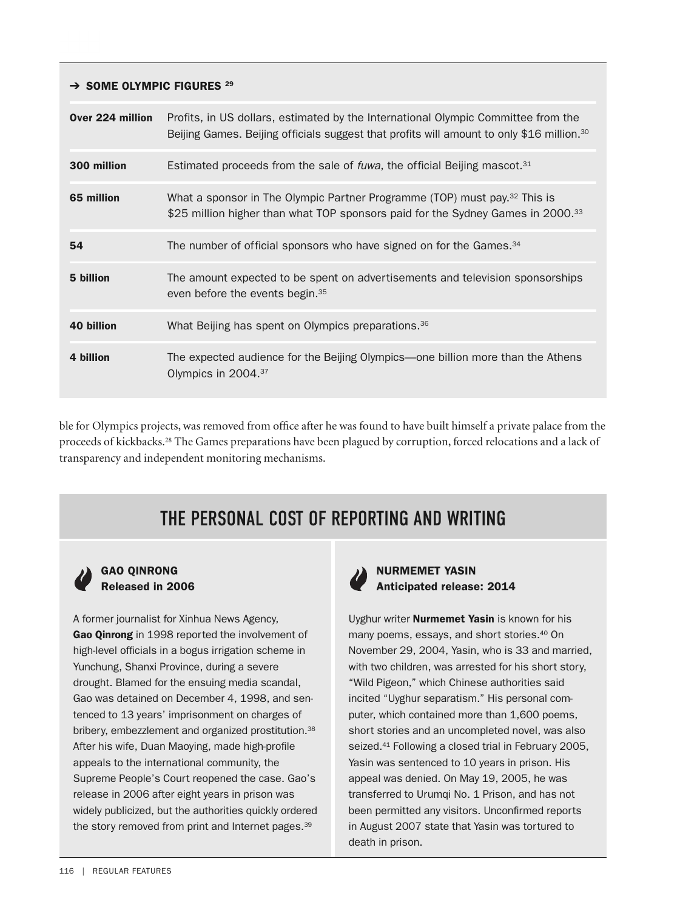**➔ SOME OLYMPIC FIGURES [29]**

| | |
|---|---|
| **Over 224 million** | Profits, in US dollars, estimated by the International Olympic Committee from the Beijing Games. Beijing officials suggest that profits will amount to only $16 million.[30] |
| **300 million** | Estimated proceeds from the sale of *fuwa*, the official Beijing mascot.[31] |
| **65 million** | What a sponsor in The Olympic Partner Programme (TOP) must pay.[32] This is $25 million higher than what TOP sponsors paid for the Sydney Games in 2000.[33] |
| **54** | The number of official sponsors who have signed on for the Games.[34] |
| **5 billion** | The amount expected to be spent on advertisements and television sponsorships even before the events begin.[35] |
| **40 billion** | What Beijing has spent on Olympics preparations.[36] |
| **4 billion** | The expected audience for the Beijing Olympics—one billion more than the Athens Olympics in 2004.[37] |

ble for Olympics projects, was removed from office after he was found to have built himself a private palace from the proceeds of kickbacks.[28] The Games preparations have been plagued by corruption, forced relocations and a lack of transparency and independent monitoring mechanisms.

## THE PERSONAL COST OF REPORTING AND WRITING

### GAO QINRONG
**Released in 2006**

A former journalist for Xinhua News Agency, **Gao Qinrong** in 1998 reported the involvement of high-level officials in a bogus irrigation scheme in Yunchung, Shanxi Province, during a severe drought. Blamed for the ensuing media scandal, Gao was detained on December 4, 1998, and sentenced to 13 years' imprisonment on charges of bribery, embezzlement and organized prostitution.[38] After his wife, Duan Maoying, made high-profile appeals to the international community, the Supreme People's Court reopened the case. Gao's release in 2006 after eight years in prison was widely publicized, but the authorities quickly ordered the story removed from print and Internet pages.[39]

### NURMEMET YASIN
**Anticipated release: 2014**

Uyghur writer **Nurmemet Yasin** is known for his many poems, essays, and short stories.[40] On November 29, 2004, Yasin, who is 33 and married, with two children, was arrested for his short story, "Wild Pigeon," which Chinese authorities said incited "Uyghur separatism." His personal computer, which contained more than 1,600 poems, short stories and an uncompleted novel, was also seized.[41] Following a closed trial in February 2005, Yasin was sentenced to 10 years in prison. His appeal was denied. On May 19, 2005, he was transferred to Urumqi No. 1 Prison, and has not been permitted any visitors. Unconfirmed reports in August 2007 state that Yasin was tortured to death in prison.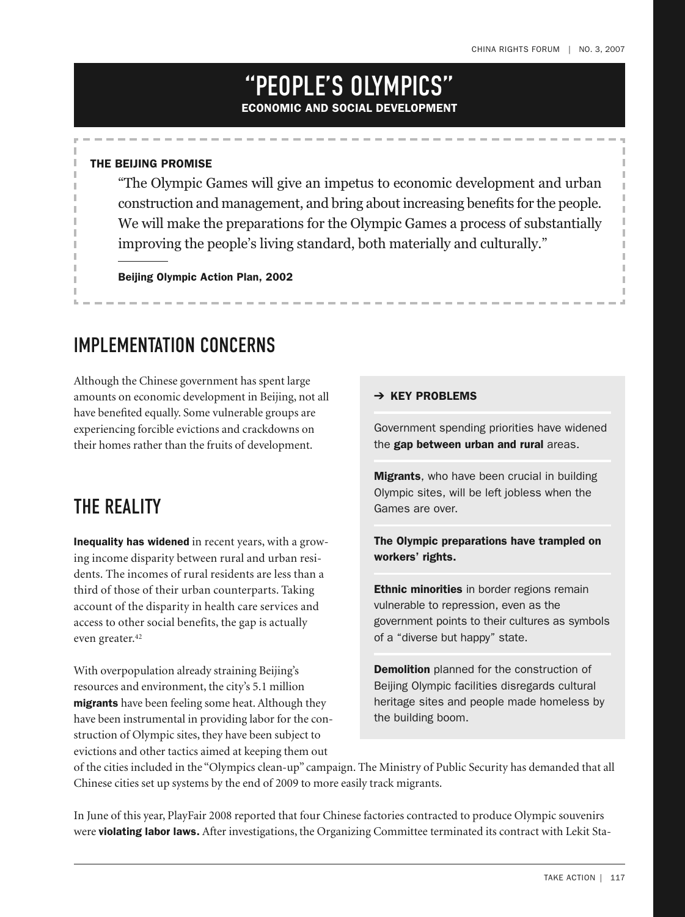# "PEOPLE'S OLYMPICS"

**ECONOMIC AND SOCIAL DEVELOPMENT**

**THE BEIJING PROMISE**

> "The Olympic Games will give an impetus to economic development and urban construction and management, and bring about increasing benefits for the people. We will make the preparations for the Olympic Games a process of substantially improving the people's living standard, both materially and culturally."
>
> **Beijing Olympic Action Plan, 2002**

## IMPLEMENTATION CONCERNS

Although the Chinese government has spent large amounts on economic development in Beijing, not all have benefited equally. Some vulnerable groups are experiencing forcible evictions and crackdowns on their homes rather than the fruits of development.

**➔ KEY PROBLEMS**

Government spending priorities have widened the **gap between urban and rural** areas.

**Migrants**, who have been crucial in building Olympic sites, will be left jobless when the Games are over.

**The Olympic preparations have trampled on workers' rights.**

**Ethnic minorities** in border regions remain vulnerable to repression, even as the government points to their cultures as symbols of a "diverse but happy" state.

**Demolition** planned for the construction of Beijing Olympic facilities disregards cultural heritage sites and people made homeless by the building boom.

## THE REALITY

**Inequality has widened** in recent years, with a growing income disparity between rural and urban residents. The incomes of rural residents are less than a third of those of their urban counterparts. Taking account of the disparity in health care services and access to other social benefits, the gap is actually even greater.[42]

With overpopulation already straining Beijing's resources and environment, the city's 5.1 million **migrants** have been feeling some heat. Although they have been instrumental in providing labor for the construction of Olympic sites, they have been subject to evictions and other tactics aimed at keeping them out of the cities included in the "Olympics clean-up" campaign. The Ministry of Public Security has demanded that all Chinese cities set up systems by the end of 2009 to more easily track migrants.

In June of this year, PlayFair 2008 reported that four Chinese factories contracted to produce Olympic souvenirs were **violating labor laws.** After investigations, the Organizing Committee terminated its contract with Lekit Sta-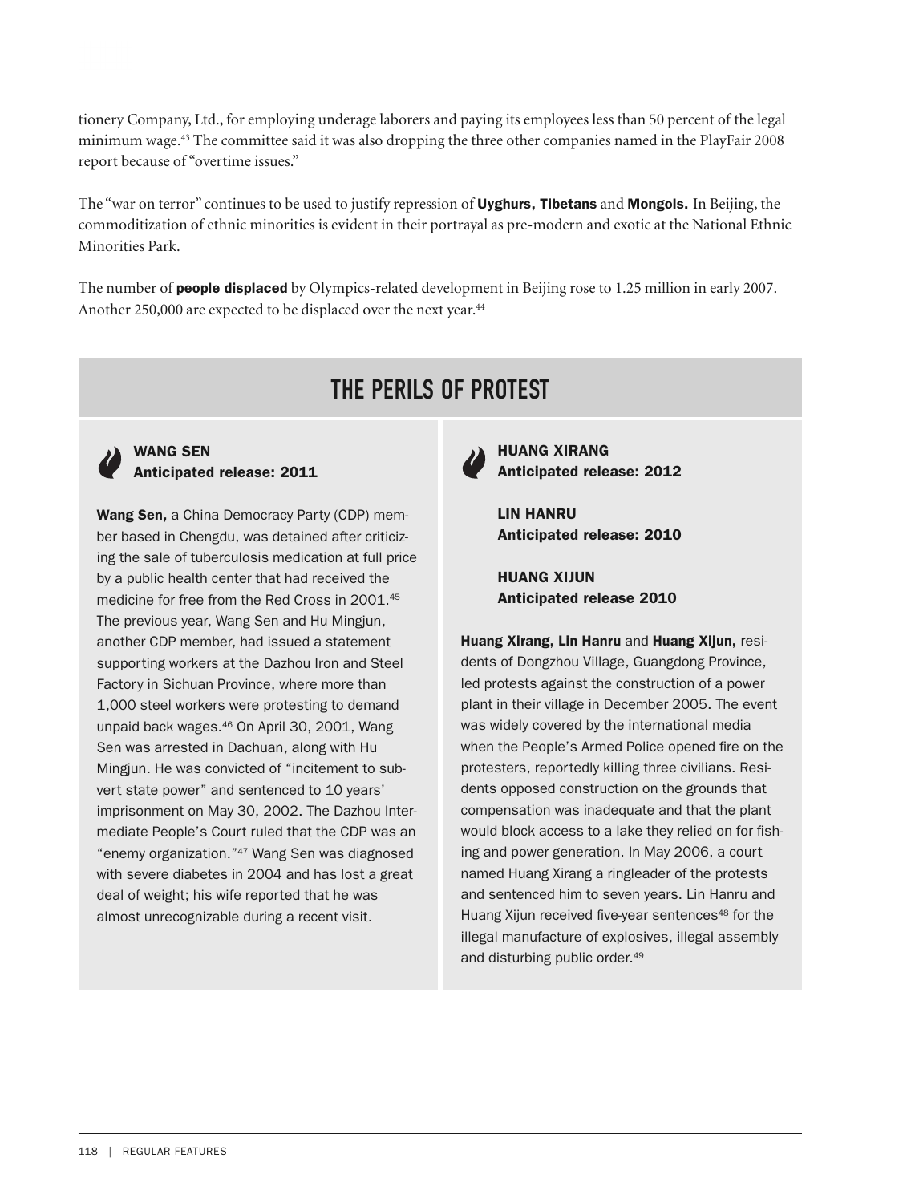tionery Company, Ltd., for employing underage laborers and paying its employees less than 50 percent of the legal minimum wage.[43] The committee said it was also dropping the three other companies named in the PlayFair 2008 report because of "overtime issues."

The "war on terror" continues to be used to justify repression of **Uyghurs, Tibetans** and **Mongols.** In Beijing, the commoditization of ethnic minorities is evident in their portrayal as pre-modern and exotic at the National Ethnic Minorities Park.

The number of **people displaced** by Olympics-related development in Beijing rose to 1.25 million in early 2007. Another 250,000 are expected to be displaced over the next year.[44]

## THE PERILS OF PROTEST

### WANG SEN
**Anticipated release: 2011**

**Wang Sen,** a China Democracy Party (CDP) member based in Chengdu, was detained after criticizing the sale of tuberculosis medication at full price by a public health center that had received the medicine for free from the Red Cross in 2001.[45] The previous year, Wang Sen and Hu Mingjun, another CDP member, had issued a statement supporting workers at the Dazhou Iron and Steel Factory in Sichuan Province, where more than 1,000 steel workers were protesting to demand unpaid back wages.[46] On April 30, 2001, Wang Sen was arrested in Dachuan, along with Hu Mingjun. He was convicted of "incitement to subvert state power" and sentenced to 10 years' imprisonment on May 30, 2002. The Dazhou Intermediate People's Court ruled that the CDP was an "enemy organization."[47] Wang Sen was diagnosed with severe diabetes in 2004 and has lost a great deal of weight; his wife reported that he was almost unrecognizable during a recent visit.

### HUANG XIRANG
**Anticipated release: 2012**

### LIN HANRU
**Anticipated release: 2010**

### HUANG XIJUN
**Anticipated release 2010**

**Huang Xirang, Lin Hanru** and **Huang Xijun,** residents of Dongzhou Village, Guangdong Province, led protests against the construction of a power plant in their village in December 2005. The event was widely covered by the international media when the People's Armed Police opened fire on the protesters, reportedly killing three civilians. Residents opposed construction on the grounds that compensation was inadequate and that the plant would block access to a lake they relied on for fishing and power generation. In May 2006, a court named Huang Xirang a ringleader of the protests and sentenced him to seven years. Lin Hanru and Huang Xijun received five-year sentences[48] for the illegal manufacture of explosives, illegal assembly and disturbing public order.[49]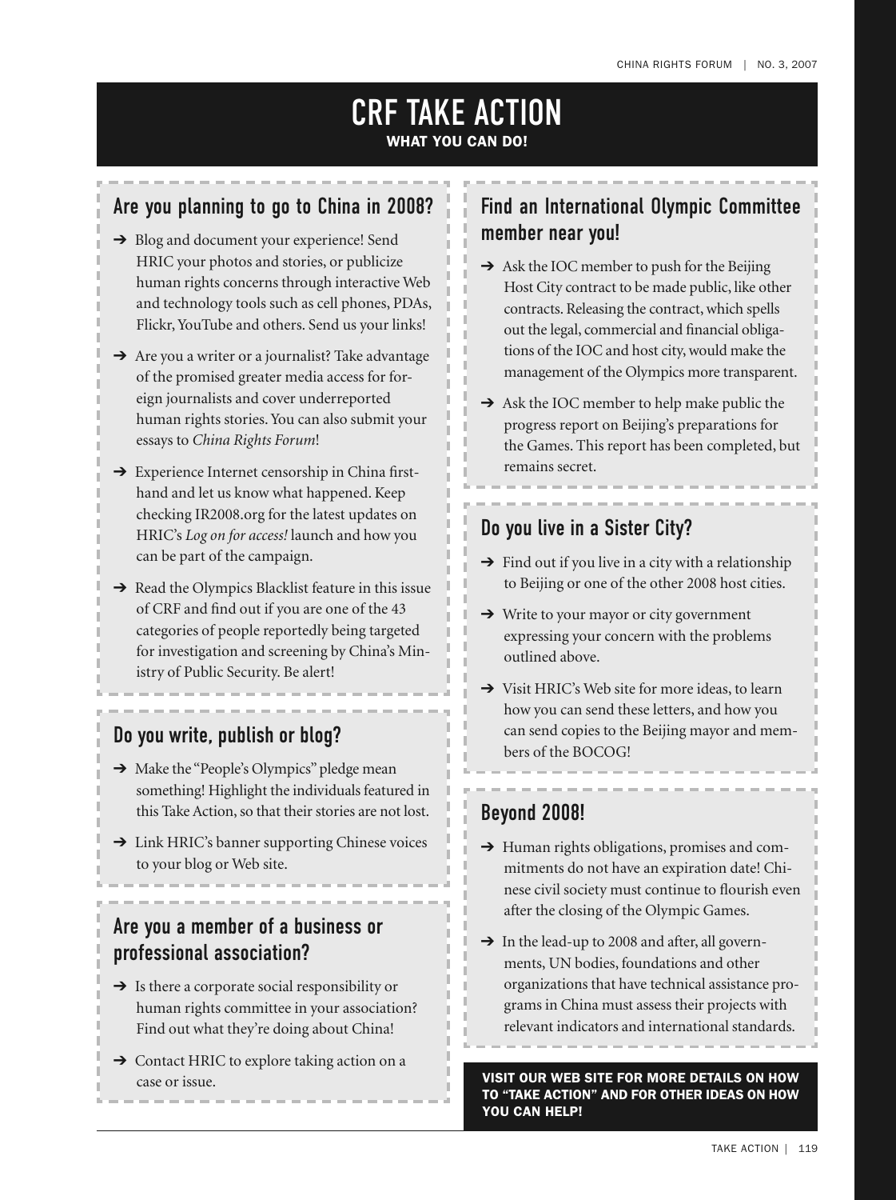# CRF TAKE ACTION

**WHAT YOU CAN DO!**

## Are you planning to go to China in 2008?

- ➔ Blog and document your experience! Send HRIC your photos and stories, or publicize human rights concerns through interactive Web and technology tools such as cell phones, PDAs, Flickr, YouTube and others. Send us your links!
- ➔ Are you a writer or a journalist? Take advantage of the promised greater media access for foreign journalists and cover underreported human rights stories. You can also submit your essays to *China Rights Forum*!
- ➔ Experience Internet censorship in China firsthand and let us know what happened. Keep checking IR2008.org for the latest updates on HRIC's *Log on for access!* launch and how you can be part of the campaign.
- ➔ Read the Olympics Blacklist feature in this issue of CRF and find out if you are one of the 43 categories of people reportedly being targeted for investigation and screening by China's Ministry of Public Security. Be alert!

## Do you write, publish or blog?

- ➔ Make the "People's Olympics" pledge mean something! Highlight the individuals featured in this Take Action, so that their stories are not lost.
- ➔ Link HRIC's banner supporting Chinese voices to your blog or Web site.

## Are you a member of a business or professional association?

- ➔ Is there a corporate social responsibility or human rights committee in your association? Find out what they're doing about China!
- ➔ Contact HRIC to explore taking action on a case or issue.

## Find an International Olympic Committee member near you!

- ➔ Ask the IOC member to push for the Beijing Host City contract to be made public, like other contracts. Releasing the contract, which spells out the legal, commercial and financial obligations of the IOC and host city, would make the management of the Olympics more transparent.
- ➔ Ask the IOC member to help make public the progress report on Beijing's preparations for the Games. This report has been completed, but remains secret.

## Do you live in a Sister City?

- ➔ Find out if you live in a city with a relationship to Beijing or one of the other 2008 host cities.
- ➔ Write to your mayor or city government expressing your concern with the problems outlined above.
- ➔ Visit HRIC's Web site for more ideas, to learn how you can send these letters, and how you can send copies to the Beijing mayor and members of the BOCOG!

## Beyond 2008!

- ➔ Human rights obligations, promises and commitments do not have an expiration date! Chinese civil society must continue to flourish even after the closing of the Olympic Games.
- ➔ In the lead-up to 2008 and after, all governments, UN bodies, foundations and other organizations that have technical assistance programs in China must assess their projects with relevant indicators and international standards.

**VISIT OUR WEB SITE FOR MORE DETAILS ON HOW TO "TAKE ACTION" AND FOR OTHER IDEAS ON HOW YOU CAN HELP!**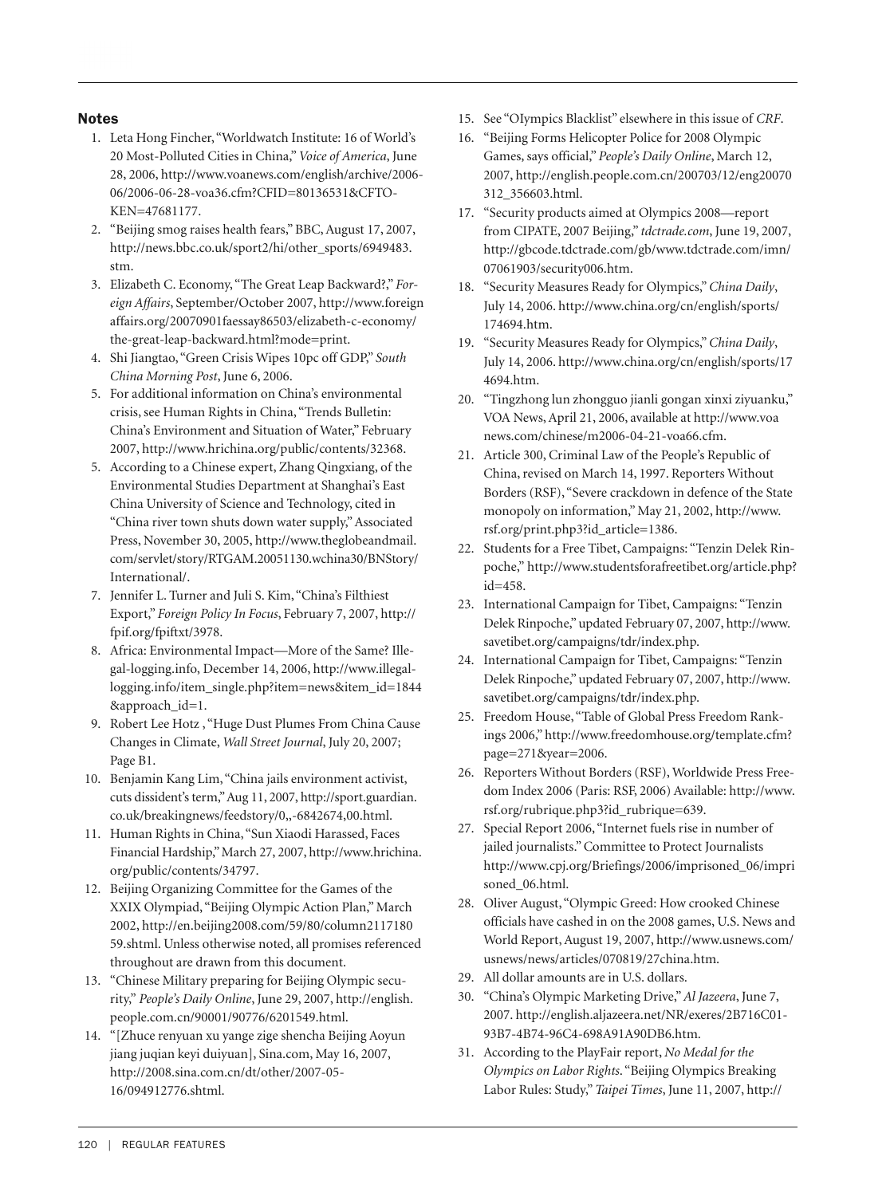## Notes

1. Leta Hong Fincher, "Worldwatch Institute: 16 of World's 20 Most-Polluted Cities in China," *Voice of America*, June 28, 2006, http://www.voanews.com/english/archive/2006-06/2006-06-28-voa36.cfm?CFID=80136531&CFTOKEN=47681177.
2. "Beijing smog raises health fears," BBC, August 17, 2007, http://news.bbc.co.uk/sport2/hi/other_sports/6949483.stm.
3. Elizabeth C. Economy, "The Great Leap Backward?," *Foreign Affairs*, September/October 2007, http://www.foreignaffairs.org/20070901faessay86503/elizabeth-c-economy/the-great-leap-backward.html?mode=print.
4. Shi Jiangtao, "Green Crisis Wipes 10pc off GDP," *South China Morning Post*, June 6, 2006.
5. For additional information on China's environmental crisis, see Human Rights in China, "Trends Bulletin: China's Environment and Situation of Water," February 2007, http://www.hrichina.org/public/contents/32368.
5. According to a Chinese expert, Zhang Qingxiang, of the Environmental Studies Department at Shanghai's East China University of Science and Technology, cited in "China river town shuts down water supply," Associated Press, November 30, 2005, http://www.theglobeandmail.com/servlet/story/RTGAM.20051130.wchina30/BNStory/International/.
7. Jennifer L. Turner and Juli S. Kim, "China's Filthiest Export," *Foreign Policy In Focus*, February 7, 2007, http://fpif.org/fpiftxt/3978.
8. Africa: Environmental Impact—More of the Same? Illegal-logging.info, December 14, 2006, http://www.illegal-logging.info/item_single.php?item=news&item_id=1844&approach_id=1.
9. Robert Lee Hotz , "Huge Dust Plumes From China Cause Changes in Climate, *Wall Street Journal*, July 20, 2007; Page B1.
10. Benjamin Kang Lim, "China jails environment activist, cuts dissident's term," Aug 11, 2007, http://sport.guardian.co.uk/breakingnews/feedstory/0,,-6842674,00.html.
11. Human Rights in China, "Sun Xiaodi Harassed, Faces Financial Hardship," March 27, 2007, http://www.hrichina.org/public/contents/34797.
12. Beijing Organizing Committee for the Games of the XXIX Olympiad, "Beijing Olympic Action Plan," March 2002, http://en.beijing2008.com/59/80/column211718059.shtml. Unless otherwise noted, all promises referenced throughout are drawn from this document.
13. "Chinese Military preparing for Beijing Olympic security," *People's Daily Online*, June 29, 2007, http://english.people.com.cn/90001/90776/6201549.html.
14. "[Zhuce renyuan xu yange zige shencha Beijing Aoyun jiang juqian keyi duiyuan], Sina.com, May 16, 2007, http://2008.sina.com.cn/dt/other/2007-05-16/094912776.shtml.
15. See "OIympics Blacklist" elsewhere in this issue of *CRF*.
16. "Beijing Forms Helicopter Police for 2008 Olympic Games, says official," *People's Daily Online*, March 12, 2007, http://english.people.com.cn/200703/12/eng20070312_356603.html.
17. "Security products aimed at Olympics 2008—report from CIPATE, 2007 Beijing," *tdctrade.com*, June 19, 2007, http://gbcode.tdctrade.com/gb/www.tdctrade.com/imn/07061903/security006.htm.
18. "Security Measures Ready for Olympics," *China Daily*, July 14, 2006. http://www.china.org/cn/english/sports/174694.htm.
19. "Security Measures Ready for Olympics," *China Daily*, July 14, 2006. http://www.china.org/cn/english/sports/174694.htm.
20. "Tingzhong lun zhongguo jianli gongan xinxi ziyuanku," VOA News, April 21, 2006, available at http://www.voanews.com/chinese/m2006-04-21-voa66.cfm.
21. Article 300, Criminal Law of the People's Republic of China, revised on March 14, 1997. Reporters Without Borders (RSF), "Severe crackdown in defence of the State monopoly on information," May 21, 2002, http://www.rsf.org/print.php3?id_article=1386.
22. Students for a Free Tibet, Campaigns: "Tenzin Delek Rinpoche," http://www.studentsforafreetibet.org/article.php?id=458.
23. International Campaign for Tibet, Campaigns: "Tenzin Delek Rinpoche," updated February 07, 2007, http://www.savetibet.org/campaigns/tdr/index.php.
24. International Campaign for Tibet, Campaigns: "Tenzin Delek Rinpoche," updated February 07, 2007, http://www.savetibet.org/campaigns/tdr/index.php.
25. Freedom House, "Table of Global Press Freedom Rankings 2006," http://www.freedomhouse.org/template.cfm?page=271&year=2006.
26. Reporters Without Borders (RSF), Worldwide Press Freedom Index 2006 (Paris: RSF, 2006) Available: http://www.rsf.org/rubrique.php3?id_rubrique=639.
27. Special Report 2006, "Internet fuels rise in number of jailed journalists." Committee to Protect Journalists http://www.cpj.org/Briefings/2006/imprisoned_06/imprisoned_06.html.
28. Oliver August, "Olympic Greed: How crooked Chinese officials have cashed in on the 2008 games, U.S. News and World Report, August 19, 2007, http://www.usnews.com/usnews/news/articles/070819/27china.htm.
29. All dollar amounts are in U.S. dollars.
30. "China's Olympic Marketing Drive," *Al Jazeera*, June 7, 2007. http://english.aljazeera.net/NR/exeres/2B716C01-93B7-4B74-96C4-698A91A90DB6.htm.
31. According to the PlayFair report, *No Medal for the Olympics on Labor Rights*. "Beijing Olympics Breaking Labor Rules: Study," *Taipei Times*, June 11, 2007, http://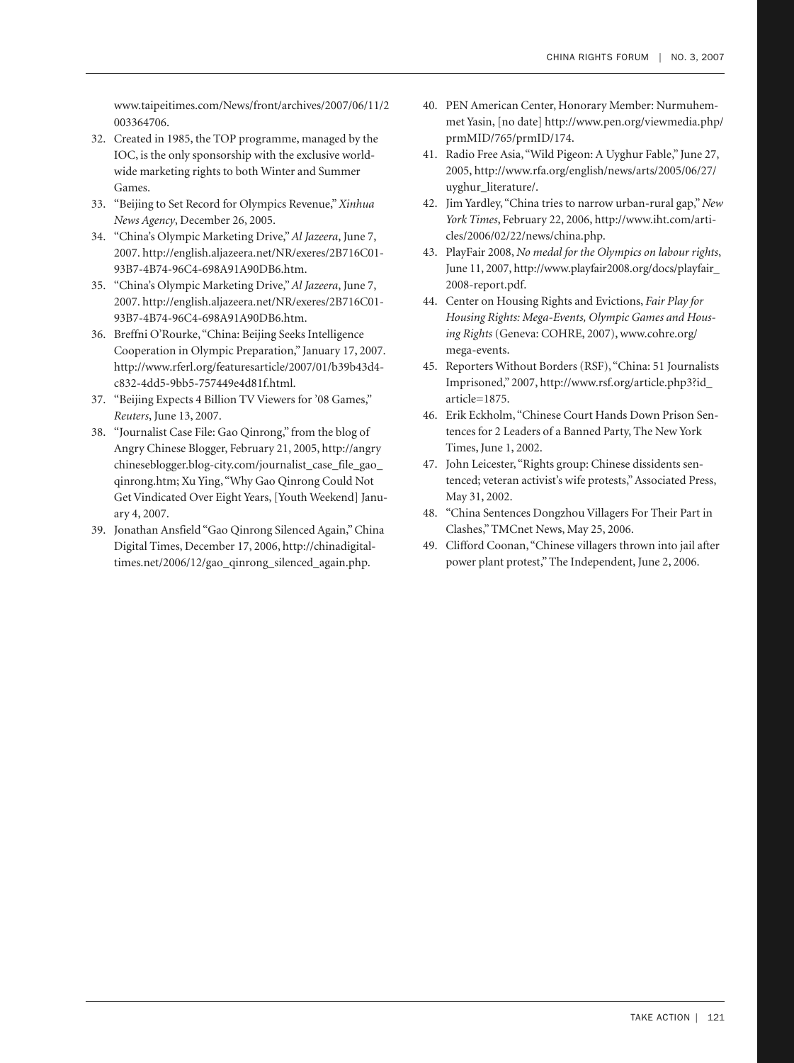www.taipeitimes.com/News/front/archives/2007/06/11/2003364706.

32. Created in 1985, the TOP programme, managed by the IOC, is the only sponsorship with the exclusive worldwide marketing rights to both Winter and Summer Games.
33. "Beijing to Set Record for Olympics Revenue," *Xinhua News Agency*, December 26, 2005.
34. "China's Olympic Marketing Drive," *Al Jazeera*, June 7, 2007. http://english.aljazeera.net/NR/exeres/2B716C01-93B7-4B74-96C4-698A91A90DB6.htm.
35. "China's Olympic Marketing Drive," *Al Jazeera*, June 7, 2007. http://english.aljazeera.net/NR/exeres/2B716C01-93B7-4B74-96C4-698A91A90DB6.htm.
36. Breffni O'Rourke, "China: Beijing Seeks Intelligence Cooperation in Olympic Preparation," January 17, 2007. http://www.rferl.org/featuresarticle/2007/01/b39b43d4-c832-4dd5-9bb5-757449e4d81f.html.
37. "Beijing Expects 4 Billion TV Viewers for '08 Games," *Reuters*, June 13, 2007.
38. "Journalist Case File: Gao Qinrong," from the blog of Angry Chinese Blogger, February 21, 2005, http://angrychineseblogger.blog-city.com/journalist_case_file_gao_qinrong.htm; Xu Ying, "Why Gao Qinrong Could Not Get Vindicated Over Eight Years, [Youth Weekend] January 4, 2007.
39. Jonathan Ansfield "Gao Qinrong Silenced Again," China Digital Times, December 17, 2006, http://chinadigitaltimes.net/2006/12/gao_qinrong_silenced_again.php.
40. PEN American Center, Honorary Member: Nurmuhemmet Yasin, [no date] http://www.pen.org/viewmedia.php/prmMID/765/prmID/174.
41. Radio Free Asia, "Wild Pigeon: A Uyghur Fable," June 27, 2005, http://www.rfa.org/english/news/arts/2005/06/27/uyghur_literature/.
42. Jim Yardley, "China tries to narrow urban-rural gap," *New York Times*, February 22, 2006, http://www.iht.com/articles/2006/02/22/news/china.php.
43. PlayFair 2008, *No medal for the Olympics on labour rights*, June 11, 2007, http://www.playfair2008.org/docs/playfair_2008-report.pdf.
44. Center on Housing Rights and Evictions, *Fair Play for Housing Rights: Mega-Events, Olympic Games and Housing Rights* (Geneva: COHRE, 2007), www.cohre.org/mega-events.
45. Reporters Without Borders (RSF), "China: 51 Journalists Imprisoned," 2007, http://www.rsf.org/article.php3?id_article=1875.
46. Erik Eckholm, "Chinese Court Hands Down Prison Sentences for 2 Leaders of a Banned Party, The New York Times, June 1, 2002.
47. John Leicester, "Rights group: Chinese dissidents sentenced; veteran activist's wife protests," Associated Press, May 31, 2002.
48. "China Sentences Dongzhou Villagers For Their Part in Clashes," TMCnet News, May 25, 2006.
49. Clifford Coonan, "Chinese villagers thrown into jail after power plant protest," The Independent, June 2, 2006.